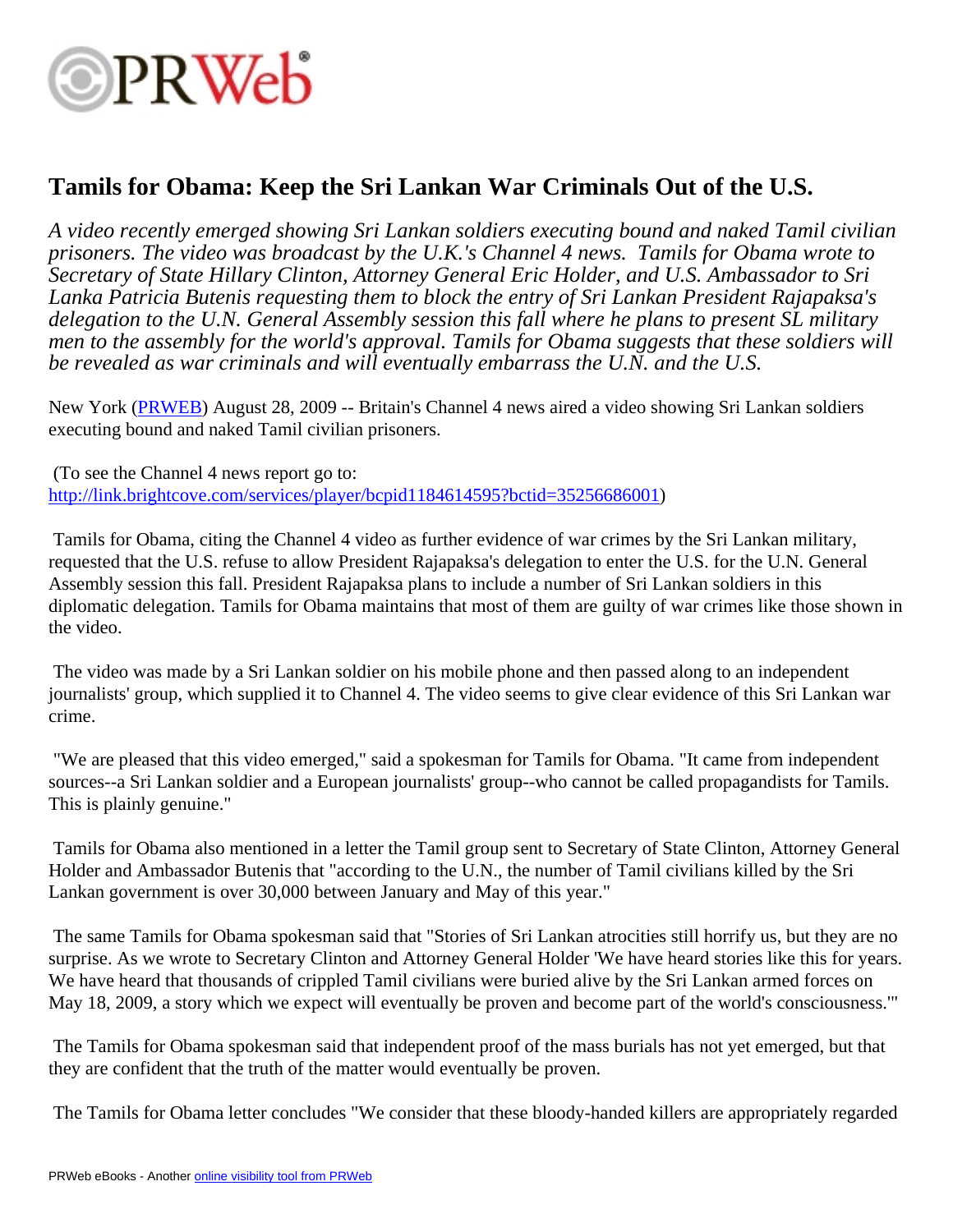# Tamils for Obama: Keep the Sri Lankan War Criminals Out of the U.S.

*A video recently emerged showing Sri Lankan soldiers executing bound and naked Tamil civilian prisoners. The video was broadcast by the U.K.'s Channel 4 news. Tamils for Obama wrote to Secretary of State Hillary Clinton, Attorney General Eric Holder, and U.S. Ambassador to Sri Lanka Patricia Butenis requesting them to block the entry of Sri Lankan President Rajapaksa's delegation to the U.N. General Assembly session this fall where he plans to present SL military men to the assembly for the world's approval. Tamils for Obama suggests that these soldiers will be revealed as war criminals and will eventually embarrass the U.N. and the U.S.*

New York (PRWEB) August 28, 2009 -- Britain's Channel 4 news aired a video showing Sri Lankan soldiers executing bound and naked Tamil civilian prisoners.

(To see the Channel 4 news report go to: http://link.brightcove.com/services/player/bcpid1184614595?bctid=35256686001)

Tamils for Obama, citing the Channel 4 video as further evidence of war crimes by the Sri Lankan military, requested that the U.S. refuse to allow President Rajapaksa's delegation to enter the U.S. for the U.N. General Assembly session this fall. President Rajapaksa plans to include a number of Sri Lankan soldiers in this diplomatic delegation. Tamils for Obama maintains that most of them are guilty of war crimes like those shown in the video.

The video was made by a Sri Lankan soldier on his mobile phone and then passed along to an independent journalists' group, which supplied it to Channel 4. The video seems to give clear evidence of this Sri Lankan war crime.

"We are pleased that this video emerged," said a spokesman for Tamils for Obama. "It came from independent sources--a Sri Lankan soldier and a European journalists' group--who cannot be called propagandists for Tamils. This is plainly genuine."

Tamils for Obama also mentioned in a letter the Tamil group sent to Secretary of State Clinton, Attorney General Holder and Ambassador Butenis that "according to the U.N., the number of Tamil civilians killed by the Sri Lankan government is over 30,000 between January and May of this year."

The same Tamils for Obama spokesman said that "Stories of Sri Lankan atrocities still horrify us, but they are no surprise. As we wrote to Secretary Clinton and Attorney General Holder 'We have heard stories like this for years. We have heard that thousands of crippled Tamil civilians were buried alive by the Sri Lankan armed forces on May 18, 2009, a story which we expect will eventually be proven and become part of the world's consciousness.'"

The Tamils for Obama spokesman said that independent proof of the mass burials has not yet emerged, but that they are confident that the truth of the matter would eventually be proven.

The Tamils for Obama letter concludes "We consider that these bloody-handed killers are appropriately regarded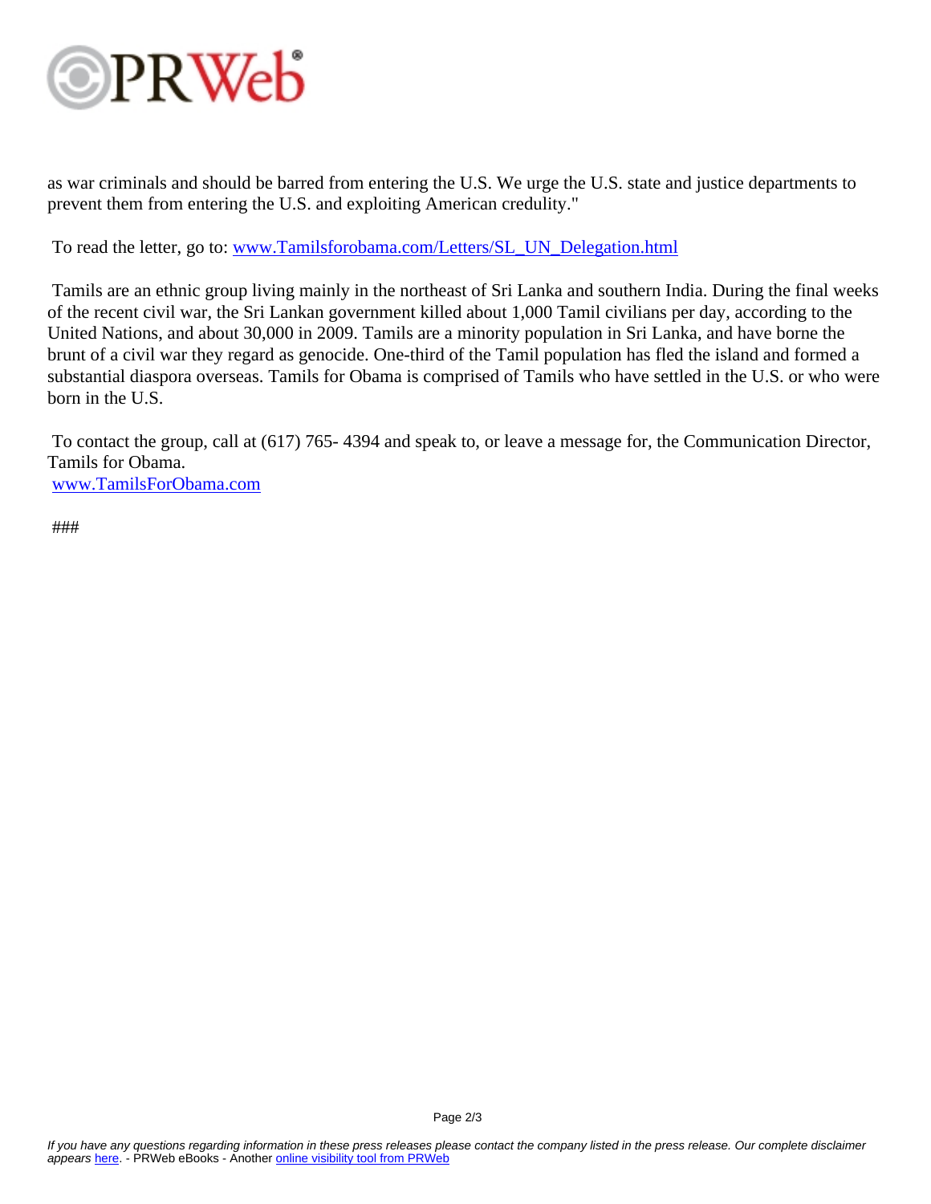as war criminals and should be barred from entering the U.S. We urge the U.S. state and justice departments to prevent them from entering the U.S. and exploiting American credulity."

To read the letter, go to: [www.Tamilsforobama.com/Letters/SL_UN_Delegation.html](www.Tamilsforobama.com/Letters/SL_UN_Delegation.html)

Tamils are an ethnic group living mainly in the northeast of Sri Lanka and southern India. During the final weeks of the recent civil war, the Sri Lankan government killed about 1,000 Tamil civilians per day, according to the United Nations, and about 30,000 in 2009. Tamils are a minority population in Sri Lanka, and have borne the brunt of a civil war they regard as genocide. One-third of the Tamil population has fled the island and formed a substantial diaspora overseas. Tamils for Obama is comprised of Tamils who have settled in the U.S. or who were born in the U.S.

To contact the group, call at (617) 765- 4394 and speak to, or leave a message for, the Communication Director, Tamils for Obama.
[www.TamilsForObama.com](www.TamilsForObama.com)

###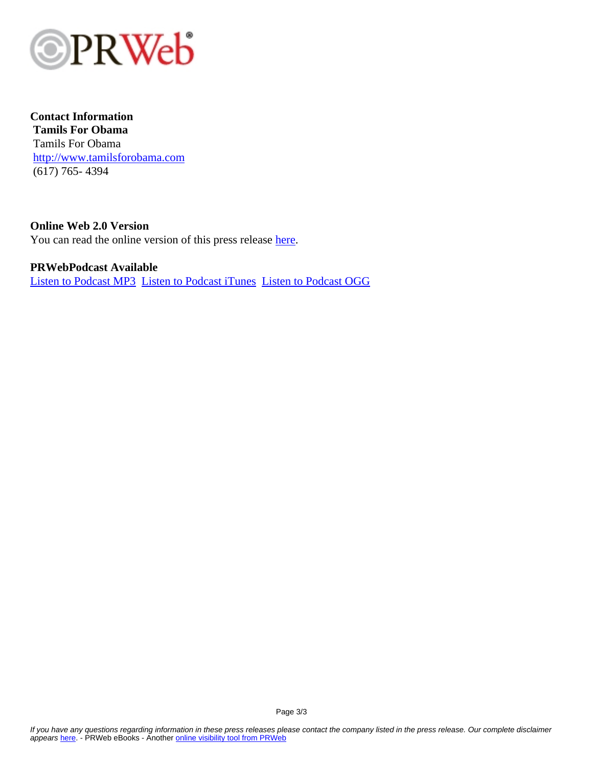**Contact Information**
**Tamils For Obama**
Tamils For Obama
http://www.tamilsforobama.com
(617) 765- 4394

**Online Web 2.0 Version**
You can read the online version of this press release here.

**PRWebPodcast Available**
Listen to Podcast MP3  Listen to Podcast iTunes  Listen to Podcast OGG

*If you have any questions regarding information in these press releases please contact the company listed in the press release. Our complete disclaimer appears* here. - PRWeb eBooks - Another online visibility tool from PRWeb